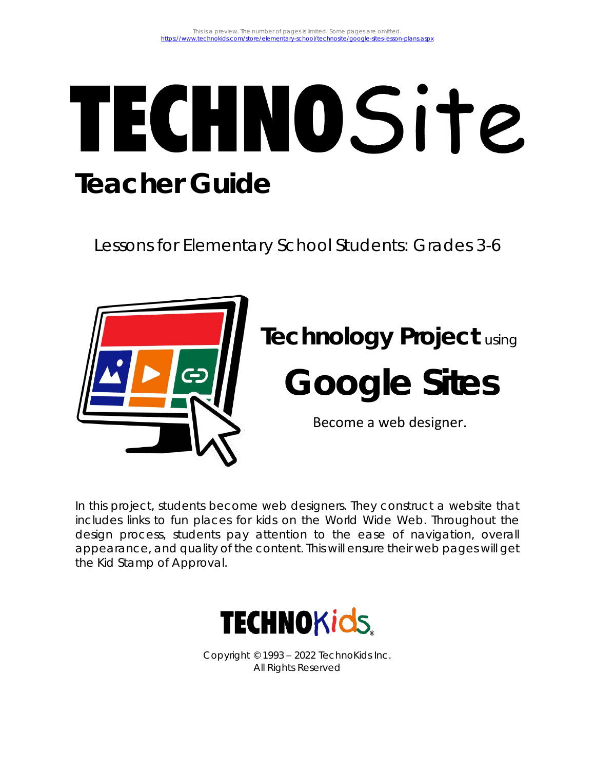This is a preview. The number of pages is limited. Some pages are omitted.
https://www.technokids.com/store/elementary-school/technosite/google-sites-lesson-plans.aspx

# TECHNOSite

## Teacher Guide

Lessons for Elementary School Students: Grades 3-6

**Technology Project** using

# Google Sites

Become a web designer.

In this project, students become web designers. They construct a website that includes links to fun places for kids on the World Wide Web. Throughout the design process, students pay attention to the ease of navigation, overall appearance, and quality of the content. This will ensure their web pages will get the Kid Stamp of Approval.

TECHNOKids®

Copyright © 1993 – 2022 TechnoKids Inc.
All Rights Reserved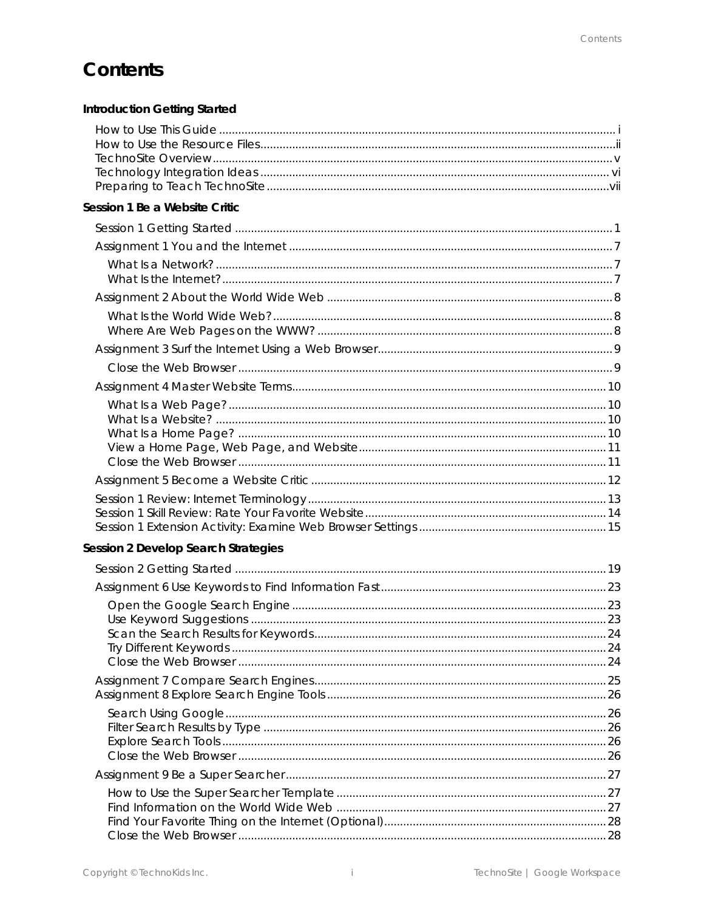# Contents

**Introduction Getting Started**

How to Use This Guide ..... i
How to Use the Resource Files..... ii
TechnoSite Overview..... v
Technology Integration Ideas ..... vi
Preparing to Teach TechnoSite..... vii

**Session 1 Be a Website Critic**

Session 1 Getting Started ..... 1

Assignment 1 You and the Internet ..... 7

- What Is a Network? ..... 7
- What Is the Internet? ..... 7

Assignment 2 About the World Wide Web ..... 8

- What Is the World Wide Web? ..... 8
- Where Are Web Pages on the WWW? ..... 8

Assignment 3 Surf the Internet Using a Web Browser..... 9

- Close the Web Browser ..... 9

Assignment 4 Master Website Terms..... 10

- What Is a Web Page? ..... 10
- What Is a Website? ..... 10
- What Is a Home Page? ..... 10
- View a Home Page, Web Page, and Website..... 11
- Close the Web Browser ..... 11

Assignment 5 Become a Website Critic ..... 12

Session 1 Review: Internet Terminology..... 13
Session 1 Skill Review: Rate Your Favorite Website..... 14
Session 1 Extension Activity: Examine Web Browser Settings..... 15

**Session 2 Develop Search Strategies**

Session 2 Getting Started ..... 19

Assignment 6 Use Keywords to Find Information Fast..... 23

- Open the Google Search Engine ..... 23
- Use Keyword Suggestions ..... 23
- Scan the Search Results for Keywords..... 24
- Try Different Keywords ..... 24
- Close the Web Browser ..... 24

Assignment 7 Compare Search Engines..... 25
Assignment 8 Explore Search Engine Tools..... 26

- Search Using Google..... 26
- Filter Search Results by Type ..... 26
- Explore Search Tools..... 26
- Close the Web Browser ..... 26

Assignment 9 Be a Super Searcher..... 27

- How to Use the Super Searcher Template ..... 27
- Find Information on the World Wide Web ..... 27
- Find Your Favorite Thing on the Internet (Optional)..... 28
- Close the Web Browser ..... 28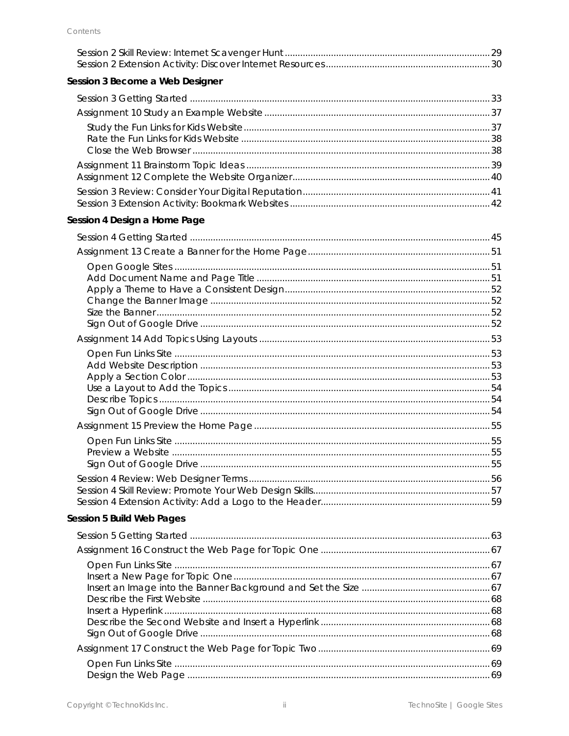Session 2 Skill Review: Internet Scavenger Hunt ... 29
Session 2 Extension Activity: Discover Internet Resources ... 30

**Session 3 Become a Web Designer**

Session 3 Getting Started ... 33

Assignment 10 Study an Example Website ... 37

- Study the Fun Links for Kids Website ... 37
- Rate the Fun Links for Kids Website ... 38
- Close the Web Browser ... 38

Assignment 11 Brainstorm Topic Ideas ... 39
Assignment 12 Complete the Website Organizer ... 40

Session 3 Review: Consider Your Digital Reputation ... 41
Session 3 Extension Activity: Bookmark Websites ... 42

**Session 4 Design a Home Page**

Session 4 Getting Started ... 45

Assignment 13 Create a Banner for the Home Page ... 51

- Open Google Sites ... 51
- Add Document Name and Page Title ... 51
- Apply a Theme to Have a Consistent Design ... 52
- Change the Banner Image ... 52
- Size the Banner ... 52
- Sign Out of Google Drive ... 52

Assignment 14 Add Topics Using Layouts ... 53

- Open Fun Links Site ... 53
- Add Website Description ... 53
- Apply a Section Color ... 53
- Use a Layout to Add the Topics ... 54
- Describe Topics ... 54
- Sign Out of Google Drive ... 54

Assignment 15 Preview the Home Page ... 55

- Open Fun Links Site ... 55
- Preview a Website ... 55
- Sign Out of Google Drive ... 55

Session 4 Review: Web Designer Terms ... 56
Session 4 Skill Review: Promote Your Web Design Skills ... 57
Session 4 Extension Activity: Add a Logo to the Header ... 59

**Session 5 Build Web Pages**

Session 5 Getting Started ... 63

Assignment 16 Construct the Web Page for Topic One ... 67

- Open Fun Links Site ... 67
- Insert a New Page for Topic One ... 67
- Insert an Image into the Banner Background and Set the Size ... 67
- Describe the First Website ... 68
- Insert a Hyperlink ... 68
- Describe the Second Website and Insert a Hyperlink ... 68
- Sign Out of Google Drive ... 68

Assignment 17 Construct the Web Page for Topic Two ... 69

- Open Fun Links Site ... 69
- Design the Web Page ... 69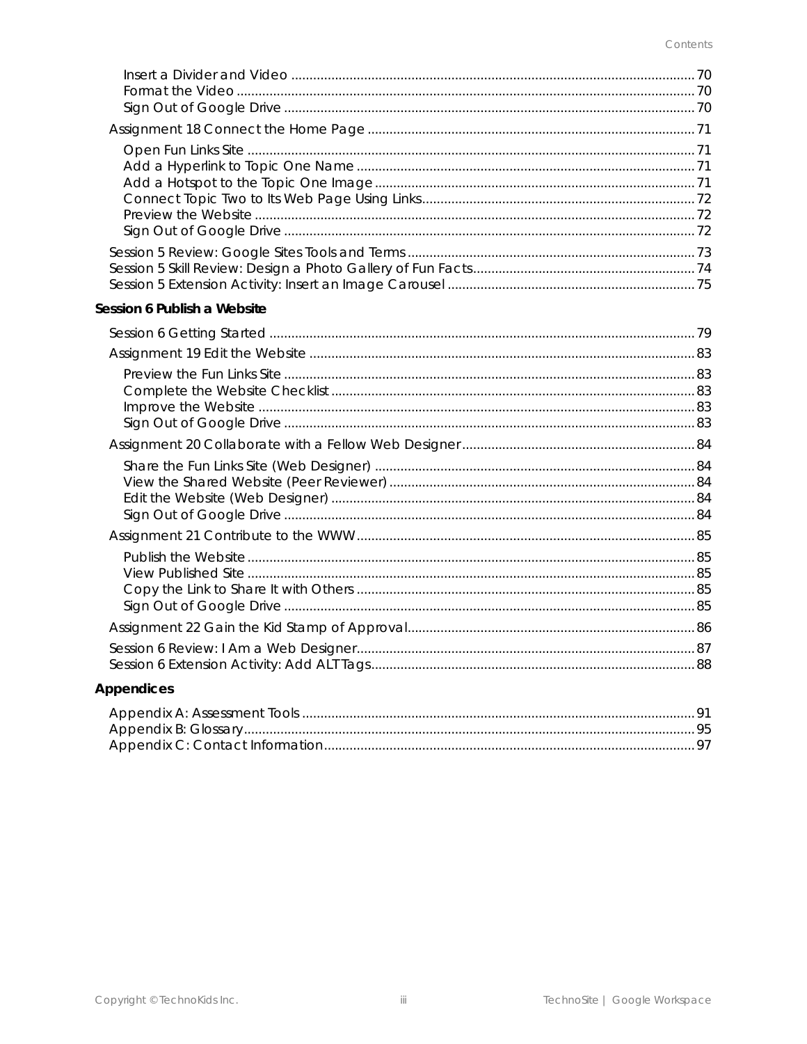Insert a Divider and Video ........ 70
Format the Video ........ 70
Sign Out of Google Drive ........ 70

Assignment 18 Connect the Home Page ........ 71

Open Fun Links Site ........ 71
Add a Hyperlink to Topic One Name ........ 71
Add a Hotspot to the Topic One Image ........ 71
Connect Topic Two to Its Web Page Using Links ........ 72
Preview the Website ........ 72
Sign Out of Google Drive ........ 72

Session 5 Review: Google Sites Tools and Terms ........ 73
Session 5 Skill Review: Design a Photo Gallery of Fun Facts ........ 74
Session 5 Extension Activity: Insert an Image Carousel ........ 75

**Session 6 Publish a Website**

Session 6 Getting Started ........ 79

Assignment 19 Edit the Website ........ 83

Preview the Fun Links Site ........ 83
Complete the Website Checklist ........ 83
Improve the Website ........ 83
Sign Out of Google Drive ........ 83

Assignment 20 Collaborate with a Fellow Web Designer ........ 84

Share the Fun Links Site (Web Designer) ........ 84
View the Shared Website (Peer Reviewer) ........ 84
Edit the Website (Web Designer) ........ 84
Sign Out of Google Drive ........ 84

Assignment 21 Contribute to the WWW ........ 85

Publish the Website ........ 85
View Published Site ........ 85
Copy the Link to Share It with Others ........ 85
Sign Out of Google Drive ........ 85

Assignment 22 Gain the Kid Stamp of Approval ........ 86

Session 6 Review: I Am a Web Designer ........ 87
Session 6 Extension Activity: Add ALT Tags ........ 88

**Appendices**

Appendix A: Assessment Tools ........ 91
Appendix B: Glossary ........ 95
Appendix C: Contact Information ........ 97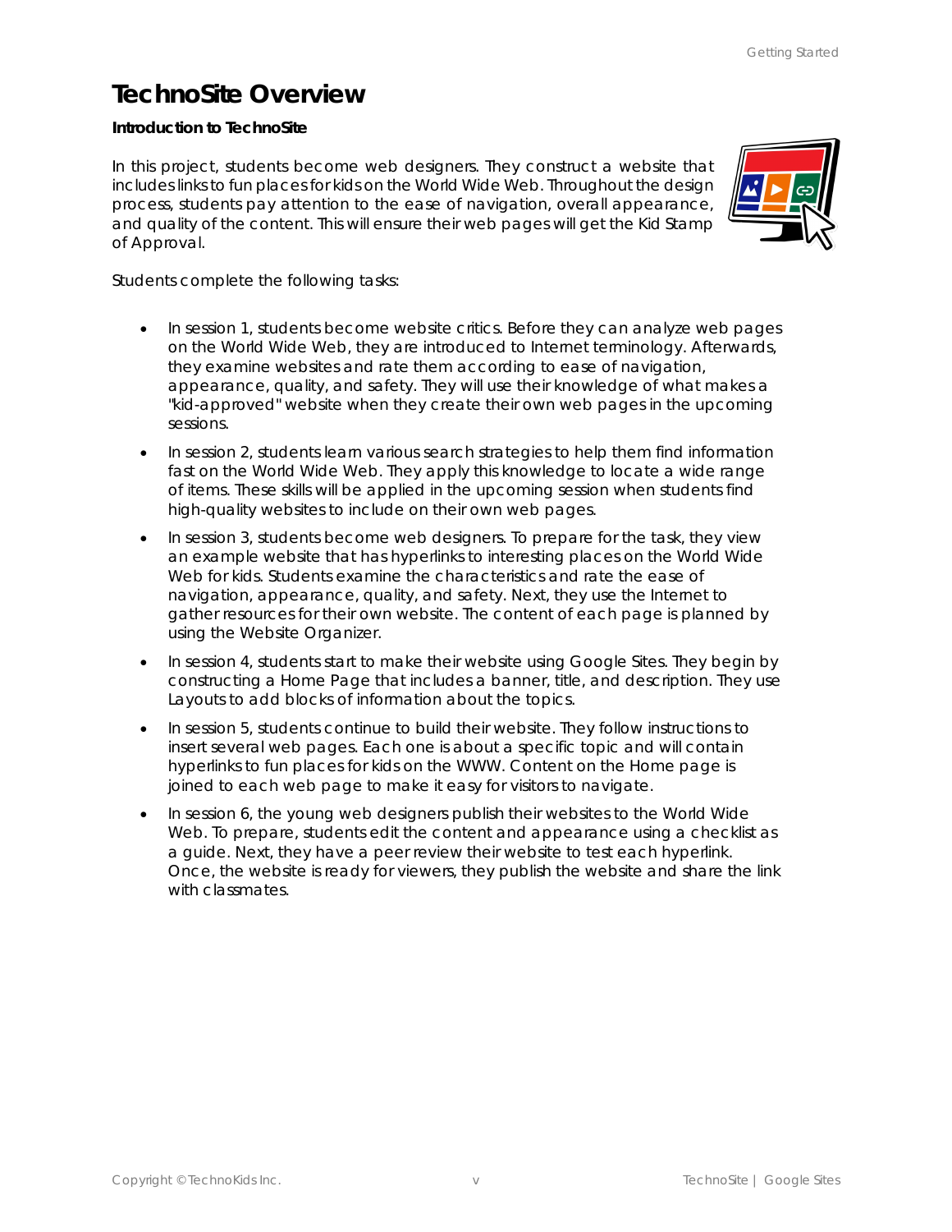# TechnoSite Overview

**Introduction to TechnoSite**

In this project, students become web designers. They construct a website that includes links to fun places for kids on the World Wide Web. Throughout the design process, students pay attention to the ease of navigation, overall appearance, and quality of the content. This will ensure their web pages will get the Kid Stamp of Approval.

Students complete the following tasks:

- In session 1, students become website critics. Before they can analyze web pages on the World Wide Web, they are introduced to Internet terminology. Afterwards, they examine websites and rate them according to ease of navigation, appearance, quality, and safety. They will use their knowledge of what makes a "kid-approved" website when they create their own web pages in the upcoming sessions.
- In session 2, students learn various search strategies to help them find information fast on the World Wide Web. They apply this knowledge to locate a wide range of items. These skills will be applied in the upcoming session when students find high-quality websites to include on their own web pages.
- In session 3, students become web designers. To prepare for the task, they view an example website that has hyperlinks to interesting places on the World Wide Web for kids. Students examine the characteristics and rate the ease of navigation, appearance, quality, and safety. Next, they use the Internet to gather resources for their own website. The content of each page is planned by using the Website Organizer.
- In session 4, students start to make their website using Google Sites. They begin by constructing a Home Page that includes a banner, title, and description. They use Layouts to add blocks of information about the topics.
- In session 5, students continue to build their website. They follow instructions to insert several web pages. Each one is about a specific topic and will contain hyperlinks to fun places for kids on the WWW. Content on the Home page is joined to each web page to make it easy for visitors to navigate.
- In session 6, the young web designers publish their websites to the World Wide Web. To prepare, students edit the content and appearance using a checklist as a guide. Next, they have a peer review their website to test each hyperlink. Once, the website is ready for viewers, they publish the website and share the link with classmates.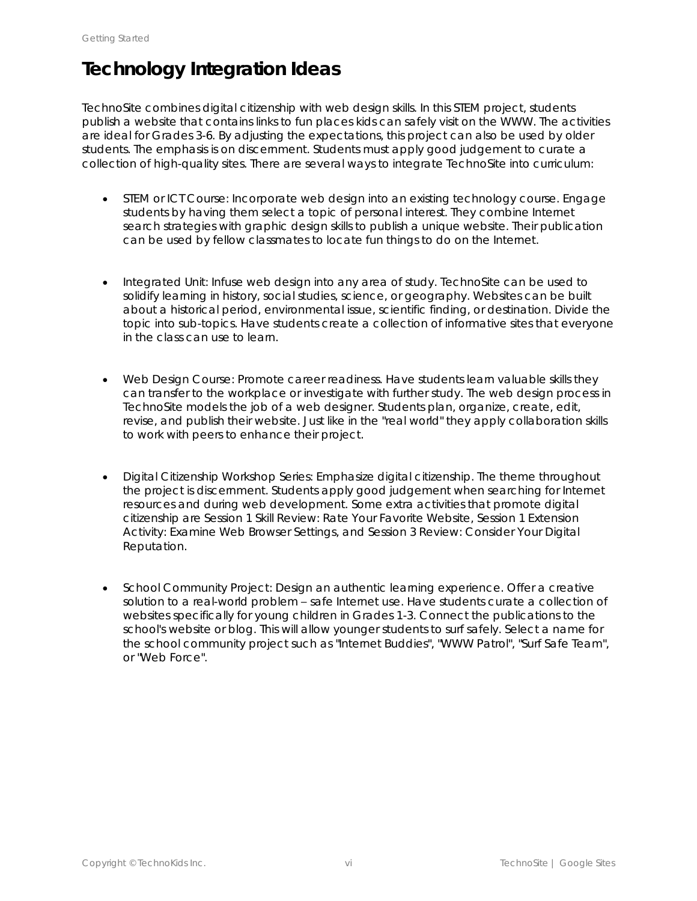# Technology Integration Ideas

TechnoSite combines digital citizenship with web design skills. In this STEM project, students publish a website that contains links to fun places kids can safely visit on the WWW. The activities are ideal for Grades 3-6. By adjusting the expectations, this project can also be used by older students. The emphasis is on discernment. Students must apply good judgement to curate a collection of high-quality sites. There are several ways to integrate TechnoSite into curriculum:

- STEM or ICT Course: Incorporate web design into an existing technology course. Engage students by having them select a topic of personal interest. They combine Internet search strategies with graphic design skills to publish a unique website. Their publication can be used by fellow classmates to locate fun things to do on the Internet.

- Integrated Unit: Infuse web design into any area of study. TechnoSite can be used to solidify learning in history, social studies, science, or geography. Websites can be built about a historical period, environmental issue, scientific finding, or destination. Divide the topic into sub-topics. Have students create a collection of informative sites that everyone in the class can use to learn.

- Web Design Course: Promote career readiness. Have students learn valuable skills they can transfer to the workplace or investigate with further study. The web design process in TechnoSite models the job of a web designer. Students plan, organize, create, edit, revise, and publish their website. Just like in the "real world" they apply collaboration skills to work with peers to enhance their project.

- Digital Citizenship Workshop Series: Emphasize digital citizenship. The theme throughout the project is discernment. Students apply good judgement when searching for Internet resources and during web development. Some extra activities that promote digital citizenship are Session 1 Skill Review: Rate Your Favorite Website, Session 1 Extension Activity: Examine Web Browser Settings, and Session 3 Review: Consider Your Digital Reputation.

- School Community Project: Design an authentic learning experience. Offer a creative solution to a real-world problem – safe Internet use. Have students curate a collection of websites specifically for young children in Grades 1-3. Connect the publications to the school's website or blog. This will allow younger students to surf safely. Select a name for the school community project such as "Internet Buddies", "WWW Patrol", "Surf Safe Team", or "Web Force".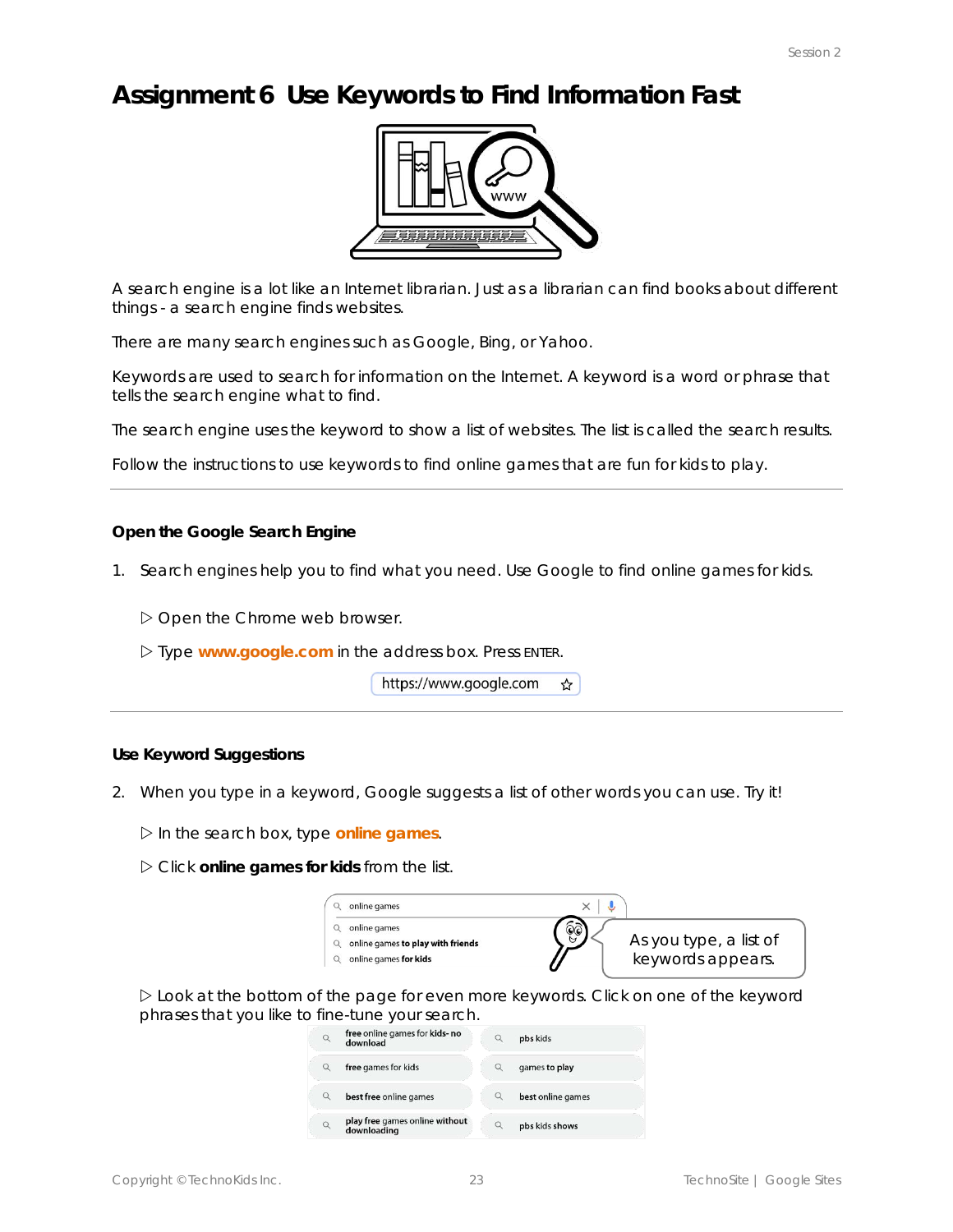# Assignment 6 Use Keywords to Find Information Fast

A search engine is a lot like an Internet librarian. Just as a librarian can find books about different things - a search engine finds websites.

There are many search engines such as Google, Bing, or Yahoo.

Keywords are used to search for information on the Internet. A keyword is a word or phrase that tells the search engine what to find.

The search engine uses the keyword to show a list of websites. The list is called the search results.

Follow the instructions to use keywords to find online games that are fun for kids to play.

---

### Open the Google Search Engine

1. Search engines help you to find what you need. Use Google to find online games for kids.

   ▷ Open the Chrome web browser.

   ▷ Type **www.google.com** in the address box. Press ENTER.

   https://www.google.com

---

### Use Keyword Suggestions

2. When you type in a keyword, Google suggests a list of other words you can use. Try it!

   ▷ In the search box, type **online games**.

   ▷ Click **online games for kids** from the list.

   online games
   online games
   online games **to play with friends**
   online games **for kids**

   As you type, a list of keywords appears.

   ▷ Look at the bottom of the page for even more keywords. Click on one of the keyword phrases that you like to fine-tune your search.

   | | |
   |---|---|
   | **free** online games **for kids- no download** | pbs kids |
   | **free** games for kids | games **to play** |
   | **best free** online games | **best** online games |
   | **play free** games online **without downloading** | pbs kids **shows** |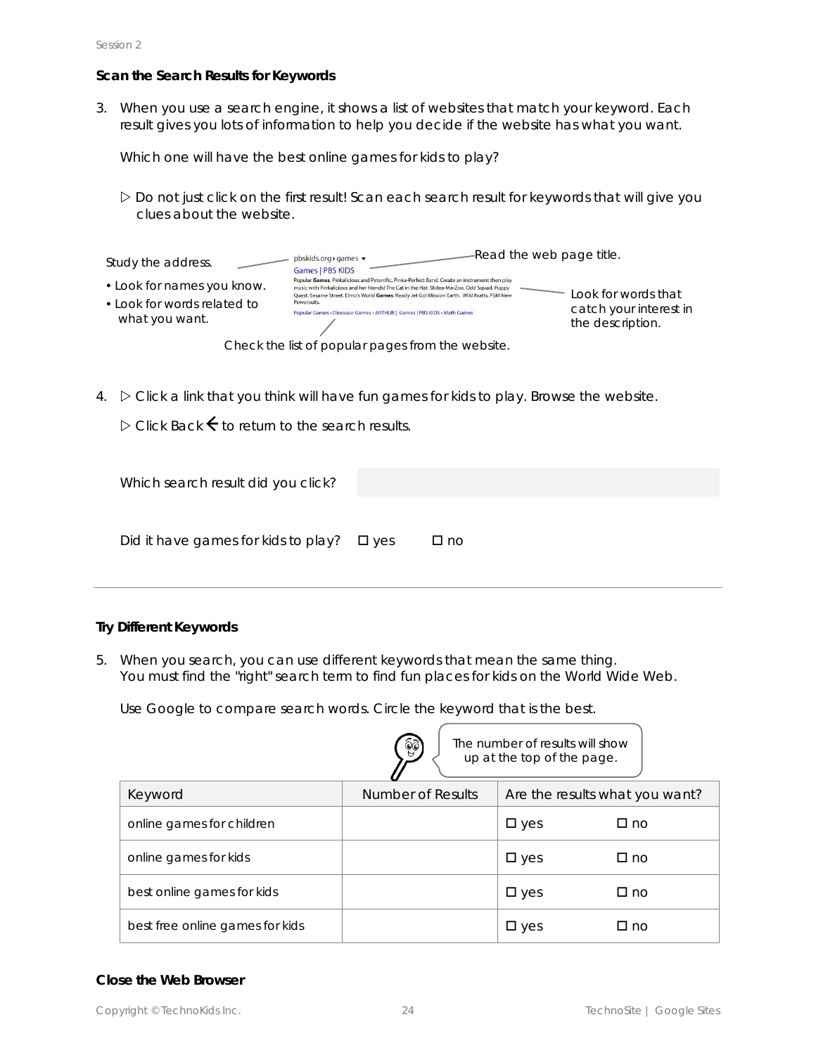### Scan the Search Results for Keywords

3. When you use a search engine, it shows a list of websites that match your keyword. Each result gives you lots of information to help you decide if the website has what you want.

   Which one will have the best online games for kids to play?

   ▷ Do not just click on the first result! Scan each search result for keywords that will give you clues about the website.

Study the address.

- Look for names you know.
- Look for words related to what you want.

pbskids.org › games ▾
Games | PBS KIDS
Popular **Games**. Pinkalicious and Peterrific. Pinka-Perfect Band. Create an instrument then play music with Pinkalicious and her friends! The Cat in the Hat. Slidea-Ma-Zoo. Odd Squad. Puppy Quest. Sesame Street. Elmo's World **Games**. Ready Jet Go! Mission Earth. Wild Kratts. PSM New Powersuits.
Popular Games · Dinosaur Games · ARTHUR | Games | PBS KIDS · Math Games

Read the web page title.

Look for words that catch your interest in the description.

Check the list of popular pages from the website.

4. ▷ Click a link that you think will have fun games for kids to play. Browse the website.

   ▷ Click Back ← to return to the search results.

   Which search result did you click?

   Did it have games for kids to play? ☐ yes ☐ no

---

### Try Different Keywords

5. When you search, you can use different keywords that mean the same thing. You must find the "right" search term to find fun places for kids on the World Wide Web.

   Use Google to compare search words. Circle the keyword that is the best.

The number of results will show up at the top of the page.

| Keyword | Number of Results | Are the results what you want? | |
|---|---|---|---|
| online games for children | | ☐ yes | ☐ no |
| online games for kids | | ☐ yes | ☐ no |
| best online games for kids | | ☐ yes | ☐ no |
| best free online games for kids | | ☐ yes | ☐ no |

### Close the Web Browser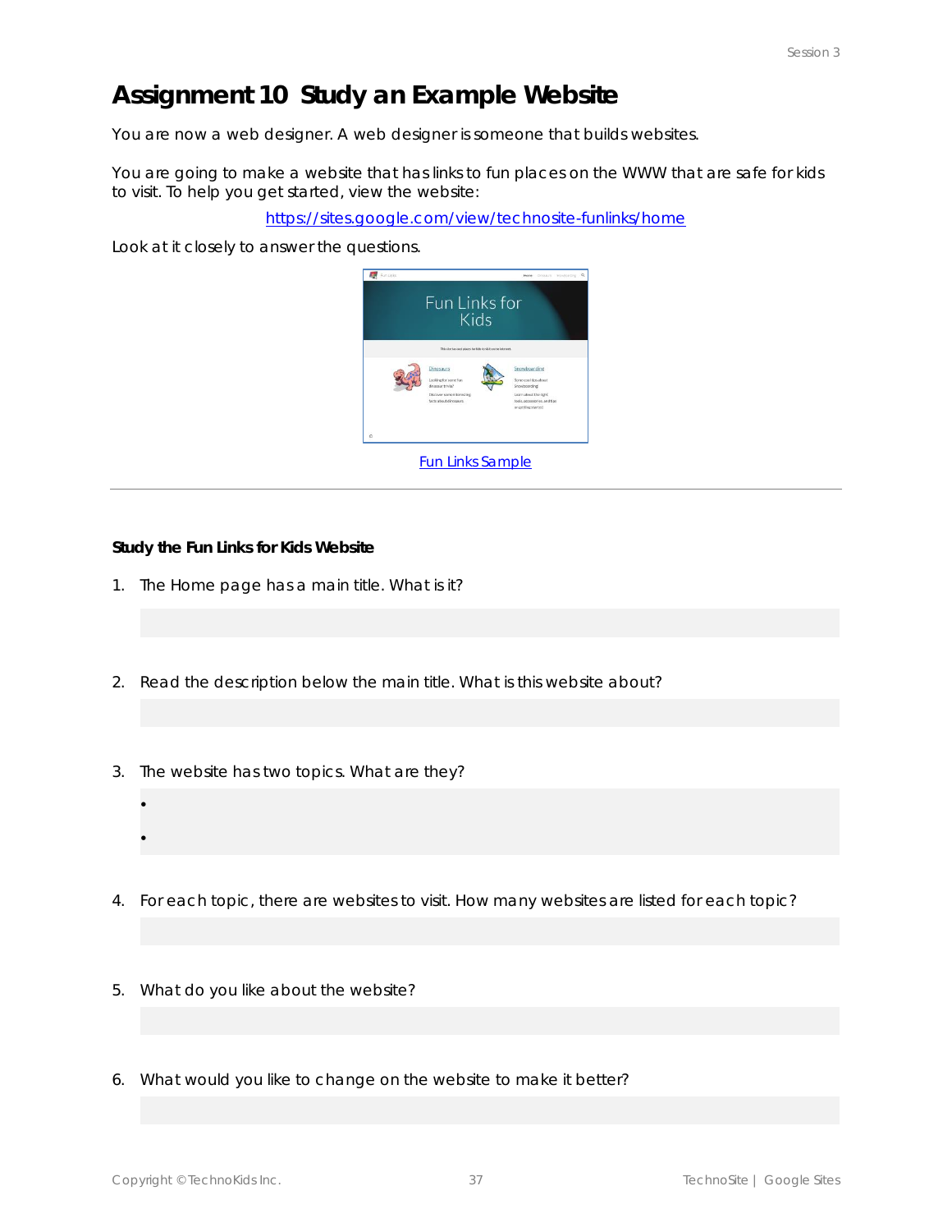# Assignment 10 Study an Example Website

You are now a web designer. A web designer is someone that builds websites.

You are going to make a website that has links to fun places on the WWW that are safe for kids to visit. To help you get started, view the website:

https://sites.google.com/view/technosite-funlinks/home

Look at it closely to answer the questions.

Fun Links Sample

---

**Study the Fun Links for Kids Website**

1. The Home page has a main title. What is it?

2. Read the description below the main title. What is this website about?

3. The website has two topics. What are they?
   -
   -

4. For each topic, there are websites to visit. How many websites are listed for each topic?

5. What do you like about the website?

6. What would you like to change on the website to make it better?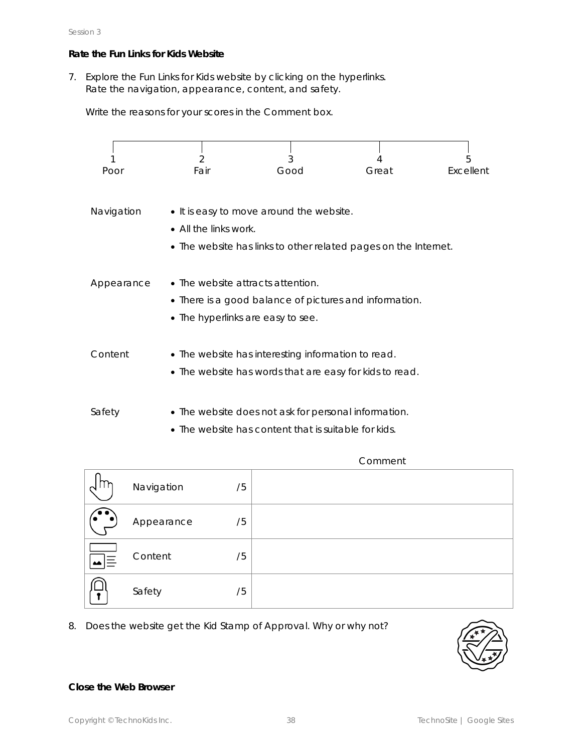### Rate the Fun Links for Kids Website

7. Explore the Fun Links for Kids website by clicking on the hyperlinks. Rate the navigation, appearance, content, and safety.

   Write the reasons for your scores in the Comment box.

| 1 | 2 | 3 | 4 | 5 |
|---|---|---|---|---|
| Poor | Fair | Good | Great | Excellent |

**Navigation**
- It is easy to move around the website.
- All the links work.
- The website has links to other related pages on the Internet.

**Appearance**
- The website attracts attention.
- There is a good balance of pictures and information.
- The hyperlinks are easy to see.

**Content**
- The website has interesting information to read.
- The website has words that are easy for kids to read.

**Safety**
- The website does not ask for personal information.
- The website has content that is suitable for kids.

| | | Comment |
|---|---|---|
| Navigation | /5 | |
| Appearance | /5 | |
| Content | /5 | |
| Safety | /5 | |

8. Does the website get the Kid Stamp of Approval. Why or why not?

### Close the Web Browser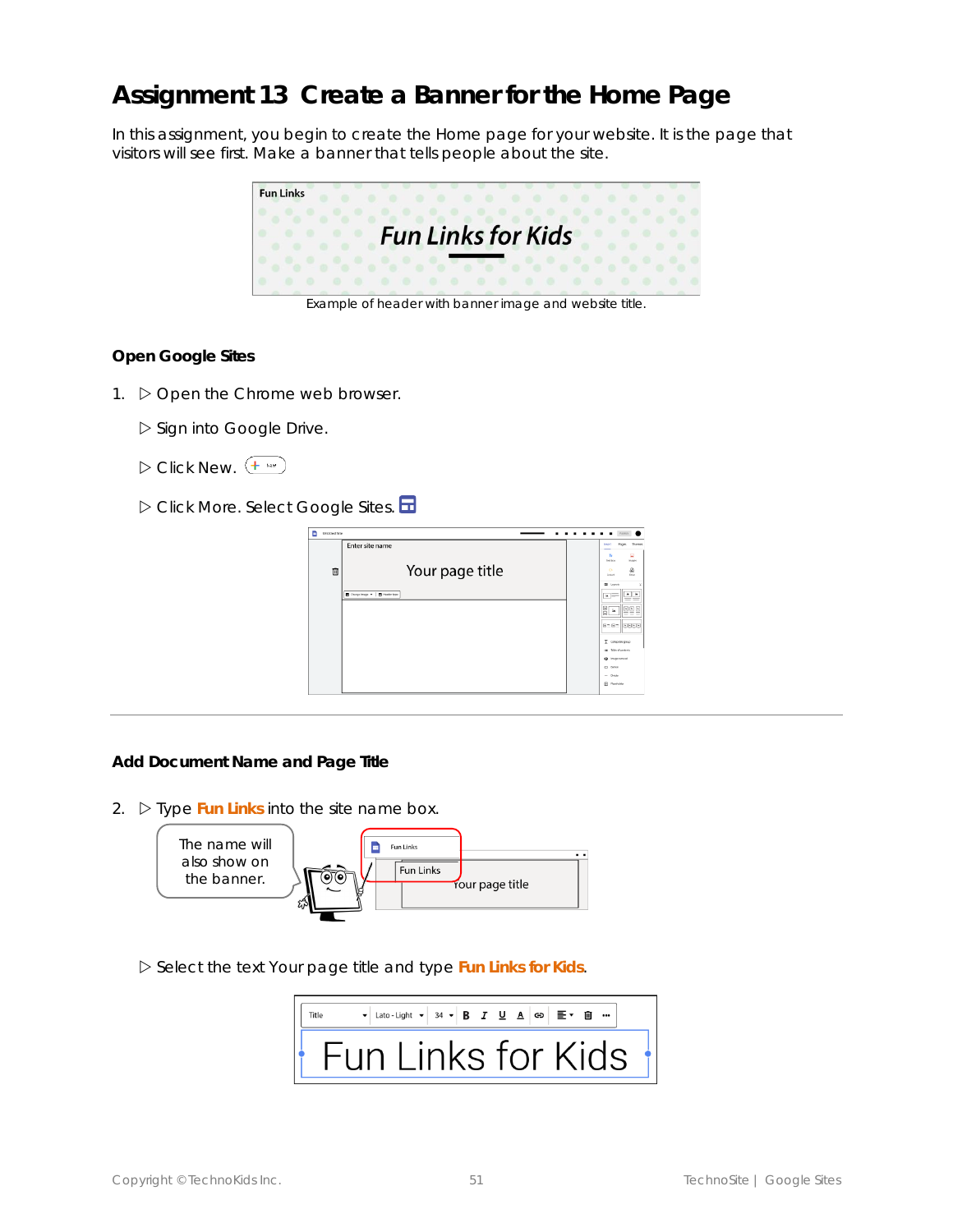# Assignment 13 Create a Banner for the Home Page

In this assignment, you begin to create the Home page for your website. It is the page that visitors will see first. Make a banner that tells people about the site.

Example of header with banner image and website title.

### Open Google Sites

1. ▷ Open the Chrome web browser.

   ▷ Sign into Google Drive.

   ▷ Click New.

   ▷ Click More. Select Google Sites.

### Add Document Name and Page Title

2. ▷ Type **Fun Links** into the site name box.

   The name will also show on the banner.

   ▷ Select the text Your page title and type **Fun Links for Kids**.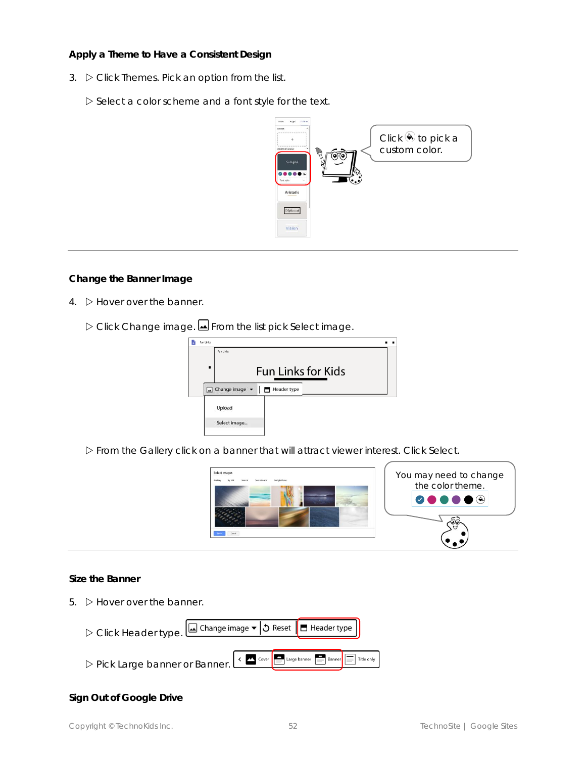### Apply a Theme to Have a Consistent Design

3. ▷ Click Themes. Pick an option from the list.

   ▷ Select a color scheme and a font style for the text.

   Click to pick a custom color.

### Change the Banner Image

4. ▷ Hover over the banner.

   ▷ Click Change image. From the list pick Select image.

   ▷ From the Gallery click on a banner that will attract viewer interest. Click Select.

   You may need to change the color theme.

### Size the Banner

5. ▷ Hover over the banner.

   ▷ Click Header type.

   ▷ Pick Large banner or Banner.

### Sign Out of Google Drive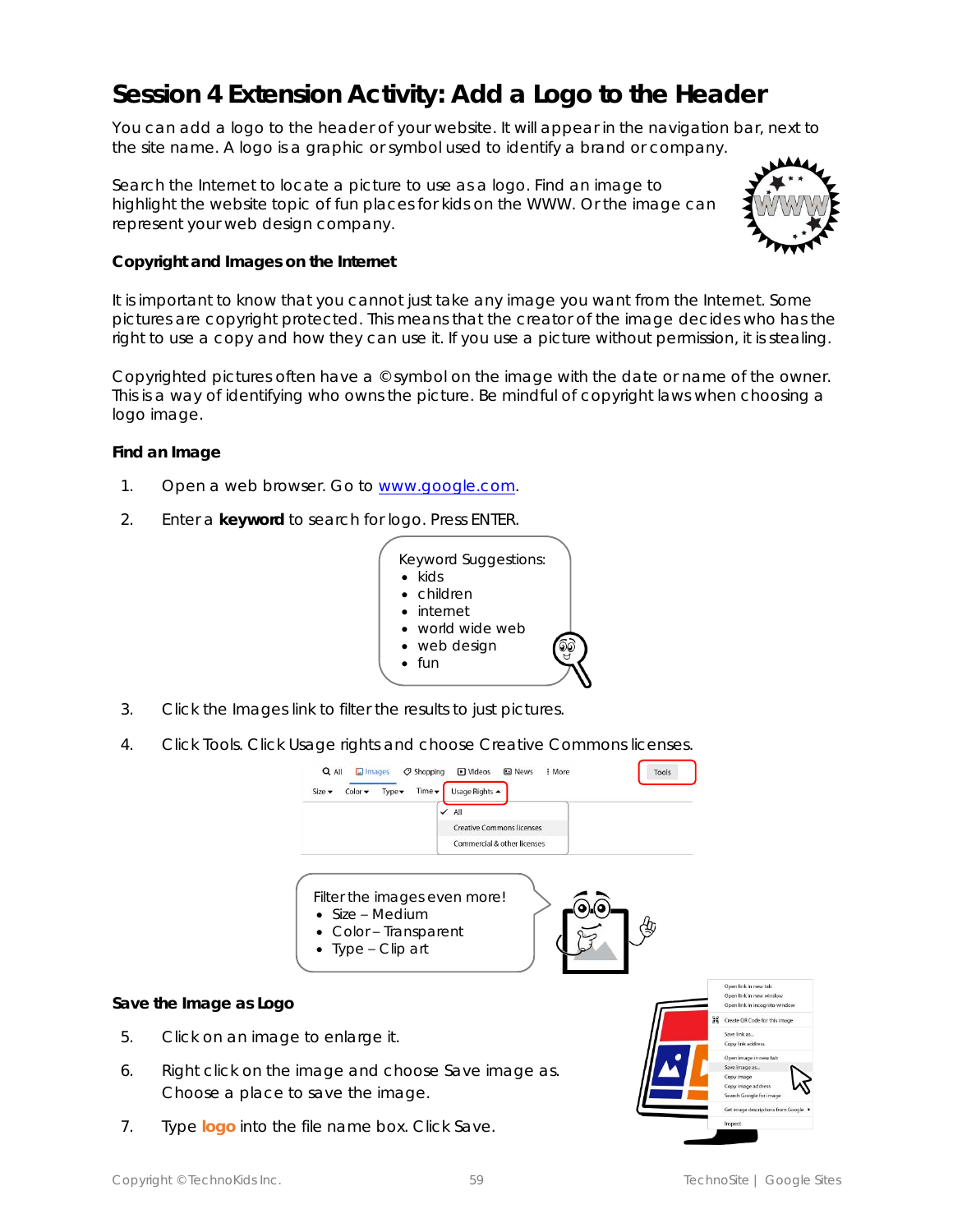# Session 4 Extension Activity: Add a Logo to the Header

You can add a logo to the header of your website. It will appear in the navigation bar, next to the site name. A logo is a graphic or symbol used to identify a brand or company.

Search the Internet to locate a picture to use as a logo. Find an image to highlight the website topic of fun places for kids on the WWW. Or the image can represent your web design company.

### Copyright and Images on the Internet

It is important to know that you cannot just take any image you want from the Internet. Some pictures are copyright protected. This means that the creator of the image decides who has the right to use a copy and how they can use it. If you use a picture without permission, it is stealing.

Copyrighted pictures often have a © symbol on the image with the date or name of the owner. This is a way of identifying who owns the picture. Be mindful of copyright laws when choosing a logo image.

### Find an Image

1. Open a web browser. Go to [www.google.com](http://www.google.com).
2. Enter a **keyword** to search for logo. Press ENTER.

   Keyword Suggestions:
   - kids
   - children
   - internet
   - world wide web
   - web design
   - fun

3. Click the Images link to filter the results to just pictures.
4. Click Tools. Click Usage rights and choose Creative Commons licenses.

   Filter the images even more!
   - Size – Medium
   - Color – Transparent
   - Type – Clip art

### Save the Image as Logo

5. Click on an image to enlarge it.
6. Right click on the image and choose Save image as. Choose a place to save the image.
7. Type **logo** into the file name box. Click Save.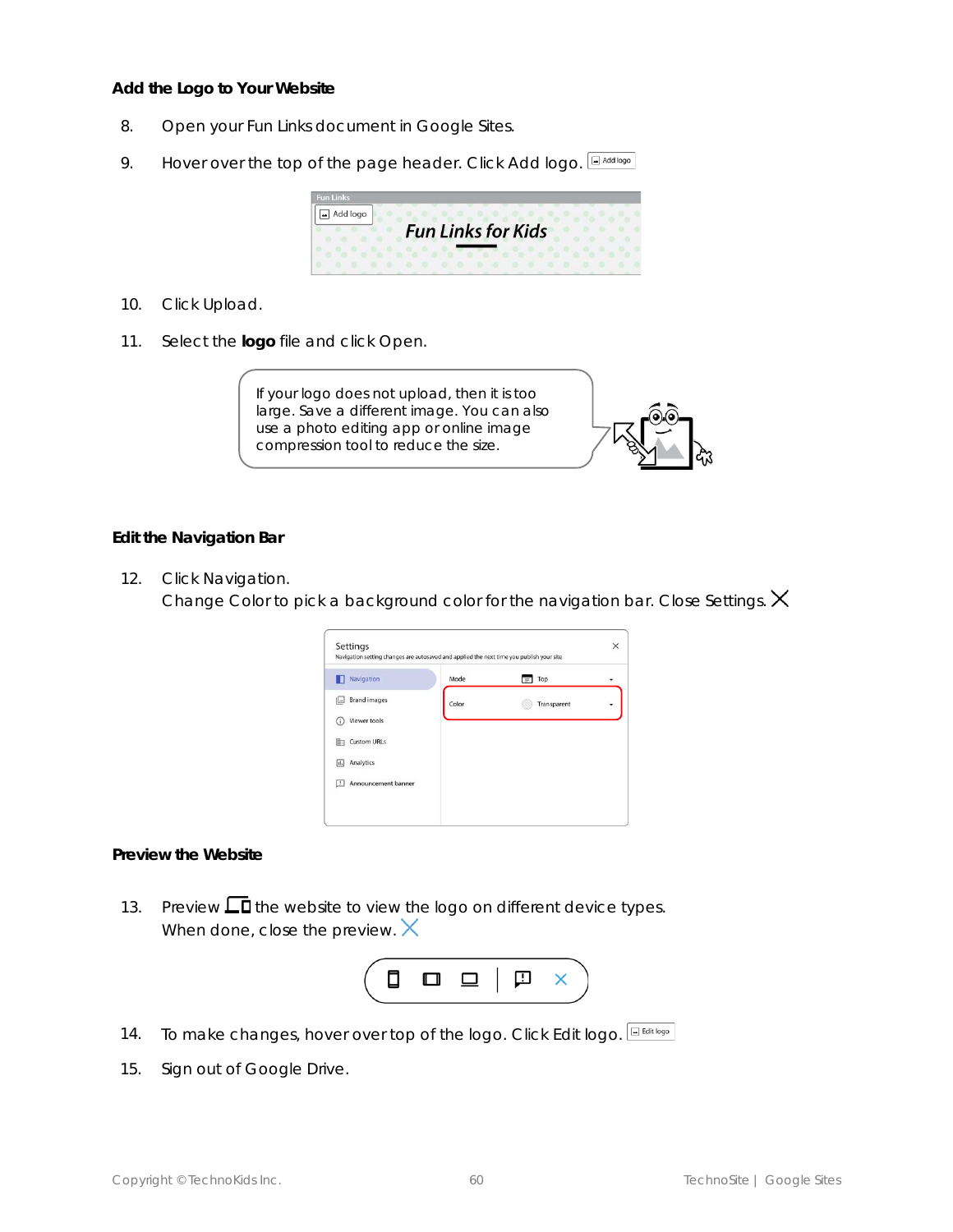### Add the Logo to Your Website

8. Open your Fun Links document in Google Sites.
9. Hover over the top of the page header. Click Add logo.
10. Click Upload.
11. Select the **logo** file and click Open.

If your logo does not upload, then it is too large. Save a different image. You can also use a photo editing app or online image compression tool to reduce the size.

### Edit the Navigation Bar

12. Click Navigation.
    Change Color to pick a background color for the navigation bar. Close Settings.

### Preview the Website

13. Preview the website to view the logo on different device types.
    When done, close the preview.
14. To make changes, hover over top of the logo. Click Edit logo.
15. Sign out of Google Drive.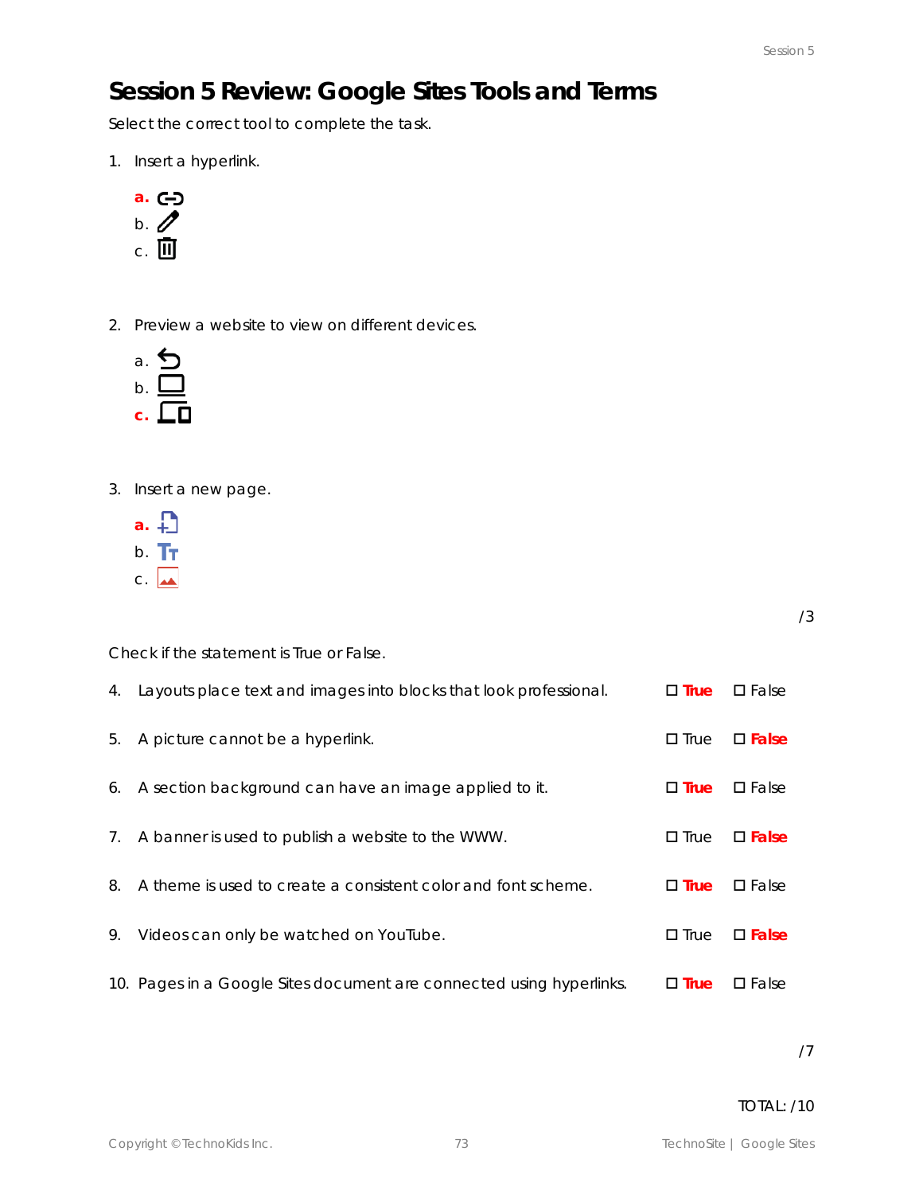# Session 5 Review: Google Sites Tools and Terms

Select the correct tool to complete the task.

1. Insert a hyperlink.

   **a.**
   b.
   c.

2. Preview a website to view on different devices.

   a.
   b.
   **c.**

3. Insert a new page.

   **a.**
   b.
   c.

/3

Check if the statement is True or False.

| | Statement | | |
|---|---|---|---|
| 4. | Layouts place text and images into blocks that look professional. | ☐ **True** | ☐ False |
| 5. | A picture cannot be a hyperlink. | ☐ True | ☐ **False** |
| 6. | A section background can have an image applied to it. | ☐ **True** | ☐ False |
| 7. | A banner is used to publish a website to the WWW. | ☐ True | ☐ **False** |
| 8. | A theme is used to create a consistent color and font scheme. | ☐ **True** | ☐ False |
| 9. | Videos can only be watched on YouTube. | ☐ True | ☐ **False** |
| 10. | Pages in a Google Sites document are connected using hyperlinks. | ☐ **True** | ☐ False |

/7

TOTAL: /10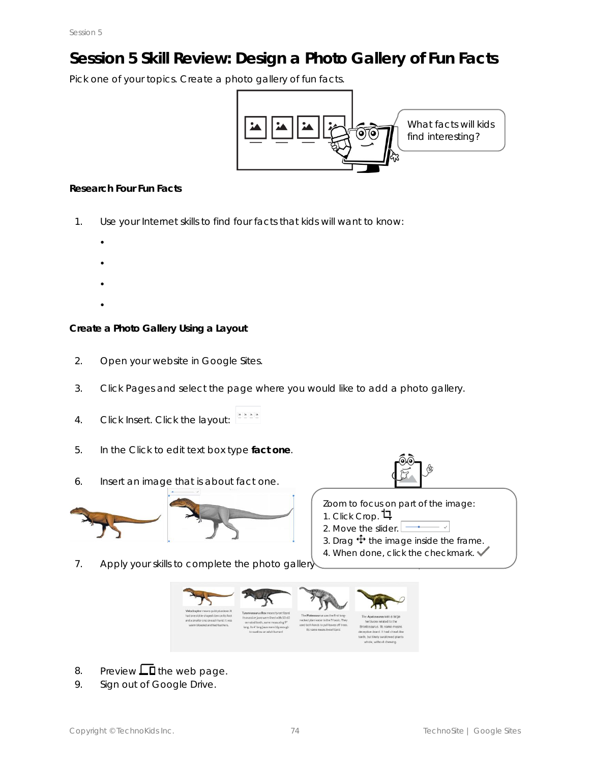# Session 5 Skill Review: Design a Photo Gallery of Fun Facts

Pick one of your topics. Create a photo gallery of fun facts.

What facts will kids find interesting?

**Research Four Fun Facts**

1. Use your Internet skills to find four facts that kids will want to know:
   - 
   - 
   - 
   - 

**Create a Photo Gallery Using a Layout**

2. Open your website in Google Sites.
3. Click Pages and select the page where you would like to add a photo gallery.
4. Click Insert. Click the layout:
5. In the Click to edit text box type **fact one**.
6. Insert an image that is about fact one.

Zoom to focus on part of the image:
1. Click Crop.
2. Move the slider.
3. Drag the image inside the frame.
4. When done, click the checkmark.

7. Apply your skills to complete the photo gallery
8. Preview the web page.
9. Sign out of Google Drive.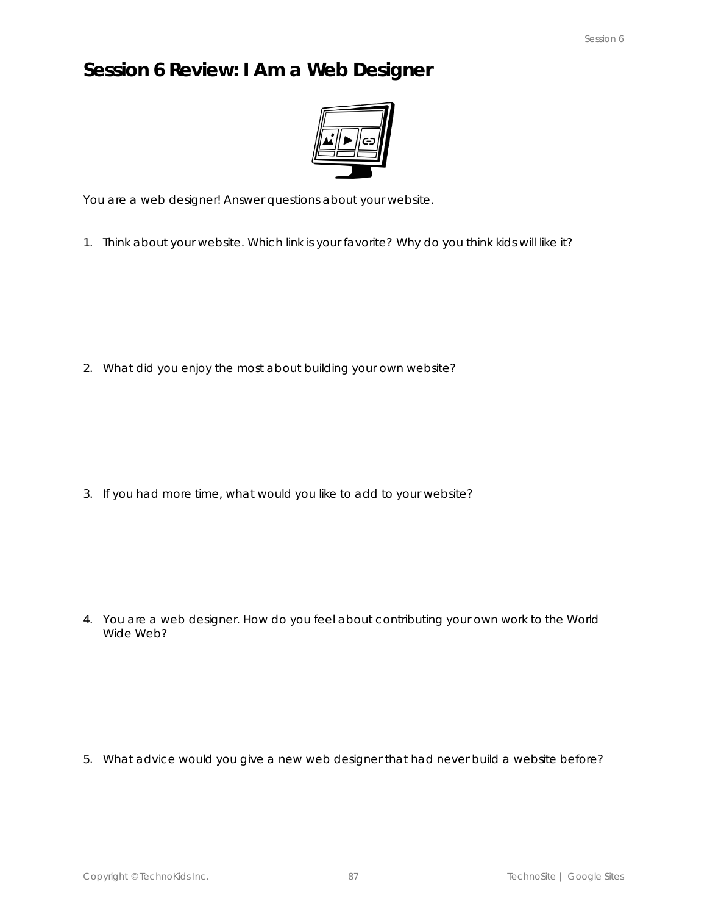# Session 6 Review: I Am a Web Designer

You are a web designer! Answer questions about your website.

1. Think about your website. Which link is your favorite? Why do you think kids will like it?

2. What did you enjoy the most about building your own website?

3. If you had more time, what would you like to add to your website?

4. You are a web designer. How do you feel about contributing your own work to the World Wide Web?

5. What advice would you give a new web designer that had never build a website before?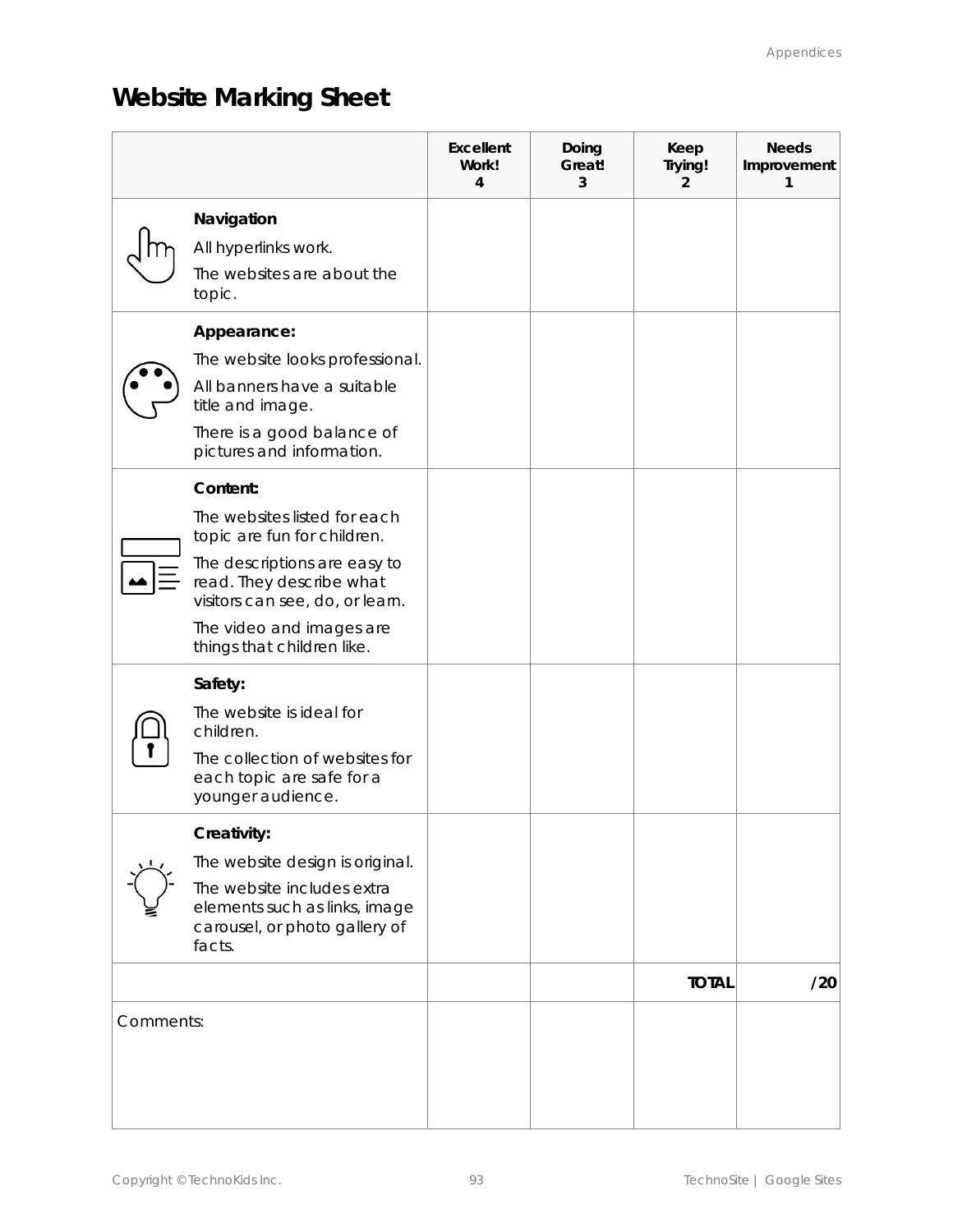# Website Marking Sheet

| | Excellent Work! 4 | Doing Great! 3 | Keep Trying! 2 | Needs Improvement 1 |
|---|---|---|---|---|
| **Navigation**<br>All hyperlinks work.<br>The websites are about the topic. | | | | |
| **Appearance:**<br>The website looks professional.<br>All banners have a suitable title and image.<br>There is a good balance of pictures and information. | | | | |
| **Content:**<br>The websites listed for each topic are fun for children.<br>The descriptions are easy to read. They describe what visitors can see, do, or learn.<br>The video and images are things that children like. | | | | |
| **Safety:**<br>The website is ideal for children.<br>The collection of websites for each topic are safe for a younger audience. | | | | |
| **Creativity:**<br>The website design is original.<br>The website includes extra elements such as links, image carousel, or photo gallery of facts. | | | | |
| | | | **TOTAL** | **/20** |
| Comments: | | | | |